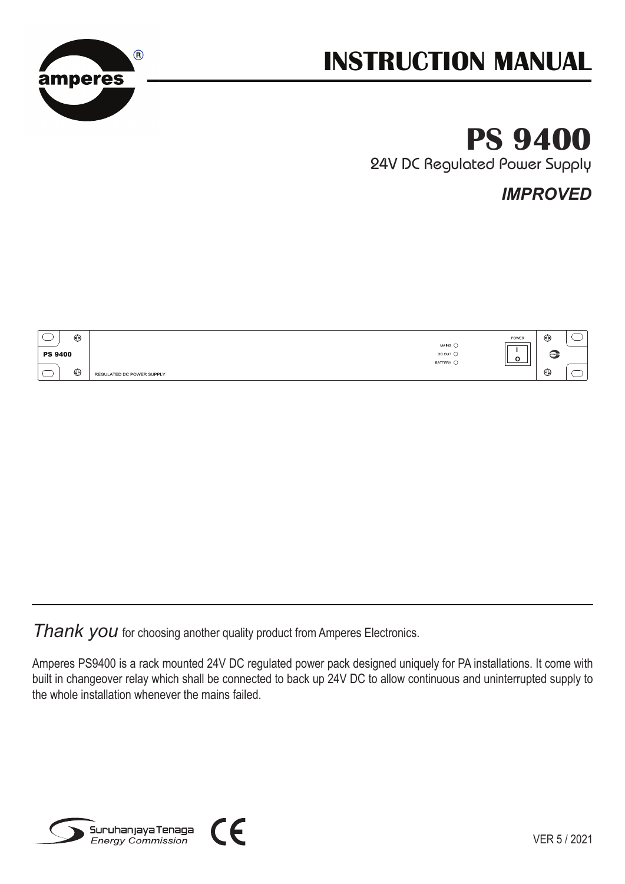# INSTRUCTION MANUAL

# PS 9400

24V DC Regulated Power Supply

***IMPROVED***

PS 9400

REGULATED DC POWER SUPPLY

MAINS
DC OUT
BATTERY

POWER

*Thank you* for choosing another quality product from Amperes Electronics.

Amperes PS9400 is a rack mounted 24V DC regulated power pack designed uniquely for PA installations. It come with built in changeover relay which shall be connected to back up 24V DC to allow continuous and uninterrupted supply to the whole installation whenever the mains failed.

Suruhanjaya Tenaga
Energy Commission

VER 5 / 2021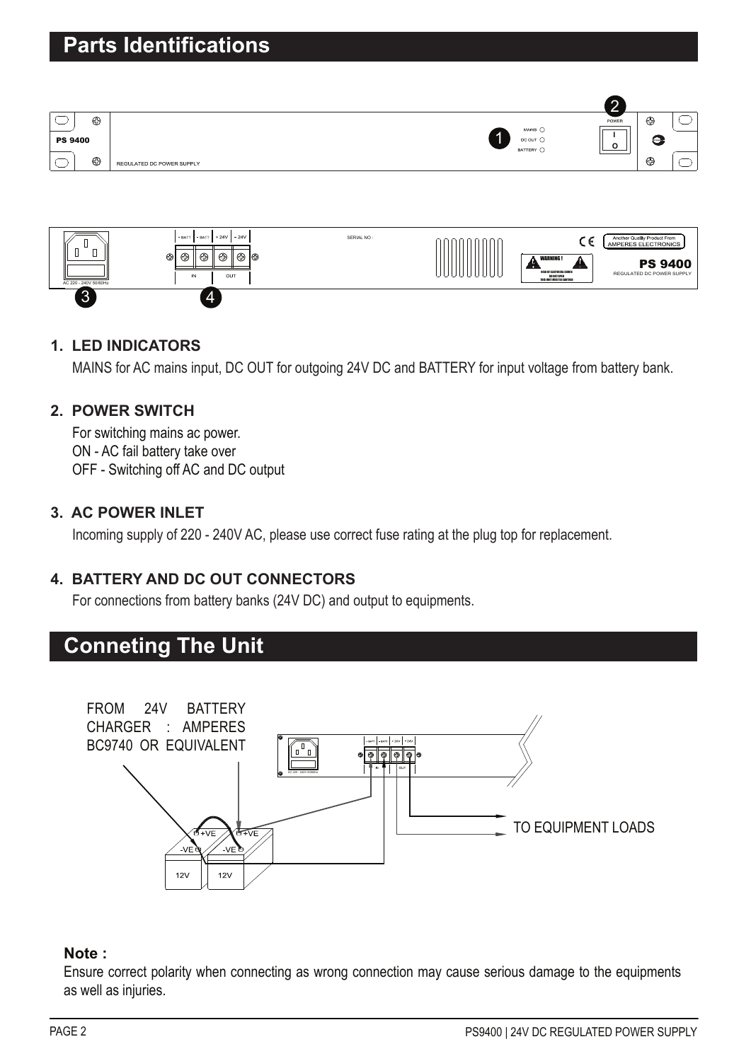## Parts Identifications

**1. LED INDICATORS**

MAINS for AC mains input, DC OUT for outgoing 24V DC and BATTERY for input voltage from battery bank.

**2. POWER SWITCH**

For switching mains ac power.
ON - AC fail battery take over
OFF - Switching off AC and DC output

**3. AC POWER INLET**

Incoming supply of 220 - 240V AC, please use correct fuse rating at the plug top for replacement.

**4. BATTERY AND DC OUT CONNECTORS**

For connections from battery banks (24V DC) and output to equipments.

## Conneting The Unit

FROM 24V BATTERY CHARGER : AMPERES BC9740 OR EQUIVALENT

TO EQUIPMENT LOADS

**Note :**
Ensure correct polarity when connecting as wrong connection may cause serious damage to the equipments as well as injuries.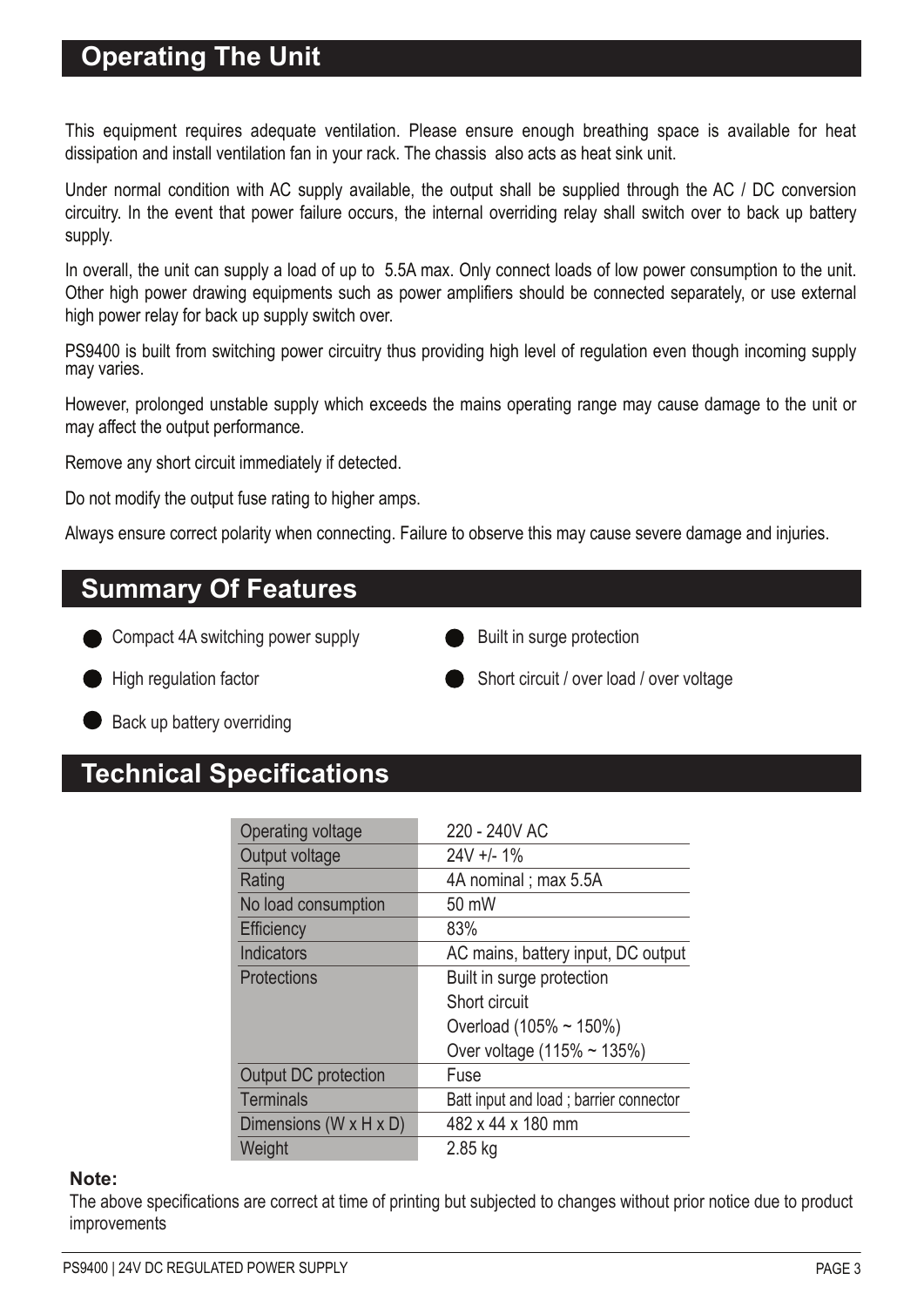## Operating The Unit

This equipment requires adequate ventilation. Please ensure enough breathing space is available for heat dissipation and install ventilation fan in your rack. The chassis also acts as heat sink unit.

Under normal condition with AC supply available, the output shall be supplied through the AC / DC conversion circuitry. In the event that power failure occurs, the internal overriding relay shall switch over to back up battery supply.

In overall, the unit can supply a load of up to 5.5A max. Only connect loads of low power consumption to the unit. Other high power drawing equipments such as power amplifiers should be connected separately, or use external high power relay for back up supply switch over.

PS9400 is built from switching power circuitry thus providing high level of regulation even though incoming supply may varies.

However, prolonged unstable supply which exceeds the mains operating range may cause damage to the unit or may affect the output performance.

Remove any short circuit immediately if detected.

Do not modify the output fuse rating to higher amps.

Always ensure correct polarity when connecting. Failure to observe this may cause severe damage and injuries.

## Summary Of Features

- Compact 4A switching power supply
- High regulation factor
- Back up battery overriding
- Built in surge protection
- Short circuit / over load / over voltage

## Technical Specifications

| | |
|---|---|
| Operating voltage | 220 - 240V AC |
| Output voltage | 24V +/- 1% |
| Rating | 4A nominal ; max 5.5A |
| No load consumption | 50 mW |
| Efficiency | 83% |
| Indicators | AC mains, battery input, DC output |
| Protections | Built in surge protection<br>Short circuit<br>Overload (105% ~ 150%)<br>Over voltage (115% ~ 135%) |
| Output DC protection | Fuse |
| Terminals | Batt input and load ; barrier connector |
| Dimensions (W x H x D) | 482 x 44 x 180 mm |
| Weight | 2.85 kg |

**Note:**

The above specifications are correct at time of printing but subjected to changes without prior notice due to product improvements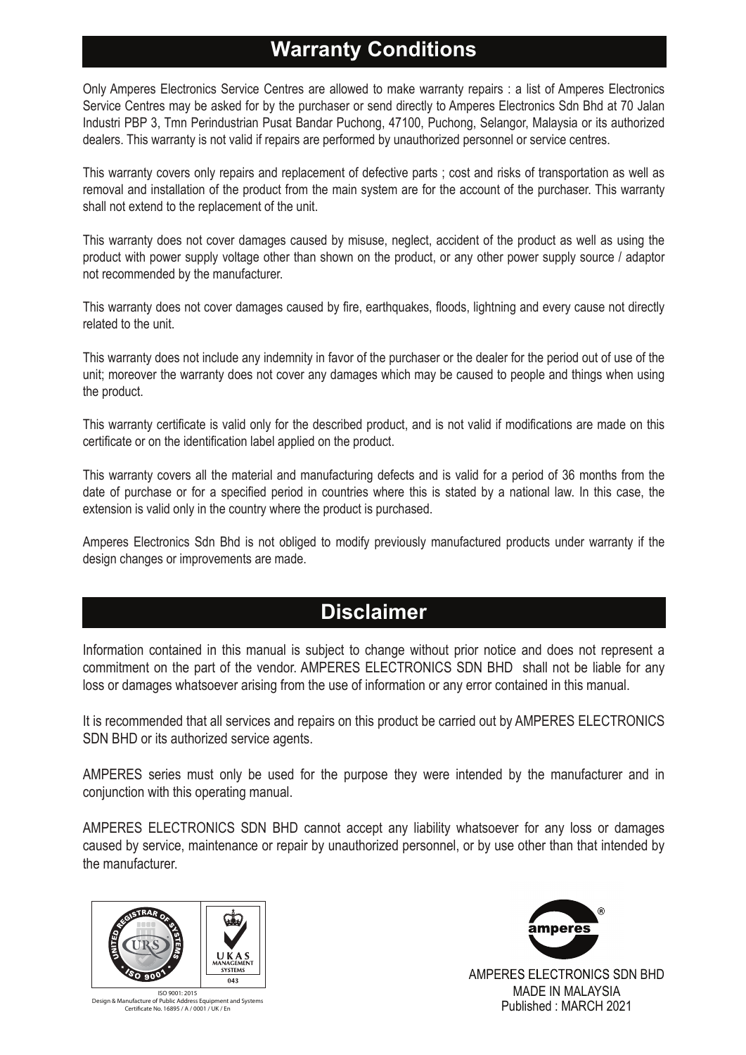## Warranty Conditions

Only Amperes Electronics Service Centres are allowed to make warranty repairs : a list of Amperes Electronics Service Centres may be asked for by the purchaser or send directly to Amperes Electronics Sdn Bhd at 70 Jalan Industri PBP 3, Tmn Perindustrian Pusat Bandar Puchong, 47100, Puchong, Selangor, Malaysia or its authorized dealers. This warranty is not valid if repairs are performed by unauthorized personnel or service centres.

This warranty covers only repairs and replacement of defective parts ; cost and risks of transportation as well as removal and installation of the product from the main system are for the account of the purchaser. This warranty shall not extend to the replacement of the unit.

This warranty does not cover damages caused by misuse, neglect, accident of the product as well as using the product with power supply voltage other than shown on the product, or any other power supply source / adaptor not recommended by the manufacturer.

This warranty does not cover damages caused by fire, earthquakes, floods, lightning and every cause not directly related to the unit.

This warranty does not include any indemnity in favor of the purchaser or the dealer for the period out of use of the unit; moreover the warranty does not cover any damages which may be caused to people and things when using the product.

This warranty certificate is valid only for the described product, and is not valid if modifications are made on this certificate or on the identification label applied on the product.

This warranty covers all the material and manufacturing defects and is valid for a period of 36 months from the date of purchase or for a specified period in countries where this is stated by a national law. In this case, the extension is valid only in the country where the product is purchased.

Amperes Electronics Sdn Bhd is not obliged to modify previously manufactured products under warranty if the design changes or improvements are made.

## Disclaimer

Information contained in this manual is subject to change without prior notice and does not represent a commitment on the part of the vendor. AMPERES ELECTRONICS SDN BHD shall not be liable for any loss or damages whatsoever arising from the use of information or any error contained in this manual.

It is recommended that all services and repairs on this product be carried out by AMPERES ELECTRONICS SDN BHD or its authorized service agents.

AMPERES series must only be used for the purpose they were intended by the manufacturer and in conjunction with this operating manual.

AMPERES ELECTRONICS SDN BHD cannot accept any liability whatsoever for any loss or damages caused by service, maintenance or repair by unauthorized personnel, or by use other than that intended by the manufacturer.

UNITED REGISTRAR OF SYSTEMS
URS
ISO 9001
UKAS MANAGEMENT SYSTEMS
043

ISO 9001: 2015
Design & Manufacture of Public Address Equipment and Systems
Certificate No. 16895 / A / 0001 / UK / En

amperes®

AMPERES ELECTRONICS SDN BHD
MADE IN MALAYSIA
Published : MARCH 2021